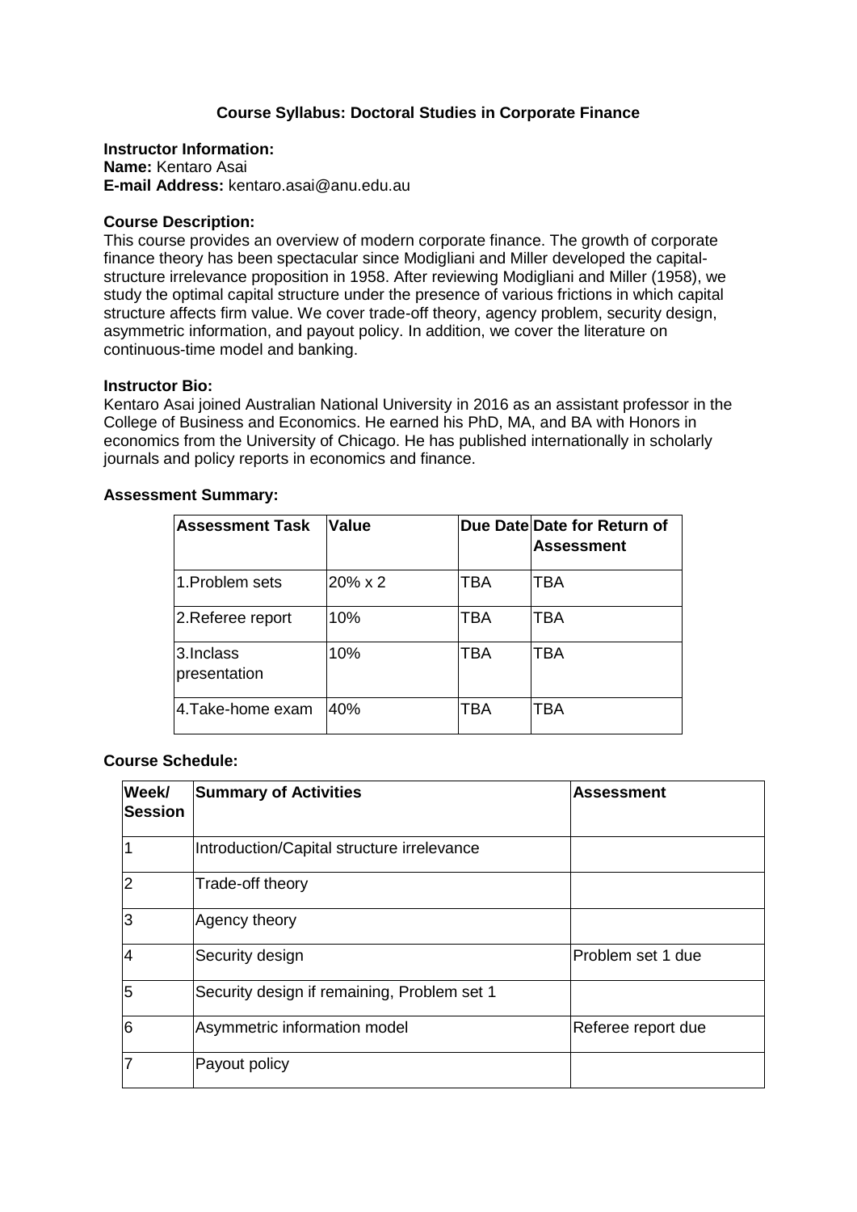# Course Syllabus: Doctoral Studies in Corporate Finance

**Instructor Information:**
**Name:** Kentaro Asai
**E-mail Address:** kentaro.asai@anu.edu.au

**Course Description:**
This course provides an overview of modern corporate finance. The growth of corporate finance theory has been spectacular since Modigliani and Miller developed the capital-structure irrelevance proposition in 1958. After reviewing Modigliani and Miller (1958), we study the optimal capital structure under the presence of various frictions in which capital structure affects firm value. We cover trade-off theory, agency problem, security design, asymmetric information, and payout policy. In addition, we cover the literature on continuous-time model and banking.

**Instructor Bio:**
Kentaro Asai joined Australian National University in 2016 as an assistant professor in the College of Business and Economics. He earned his PhD, MA, and BA with Honors in economics from the University of Chicago. He has published internationally in scholarly journals and policy reports in economics and finance.

**Assessment Summary:**

| Assessment Task | Value | Due Date | Date for Return of Assessment |
| --- | --- | --- | --- |
| 1.Problem sets | 20% x 2 | TBA | TBA |
| 2.Referee report | 10% | TBA | TBA |
| 3.Inclass presentation | 10% | TBA | TBA |
| 4.Take-home exam | 40% | TBA | TBA |

**Course Schedule:**

| Week/ Session | Summary of Activities | Assessment |
| --- | --- | --- |
| 1 | Introduction/Capital structure irrelevance | |
| 2 | Trade-off theory | |
| 3 | Agency theory | |
| 4 | Security design | Problem set 1 due |
| 5 | Security design if remaining, Problem set 1 | |
| 6 | Asymmetric information model | Referee report due |
| 7 | Payout policy | |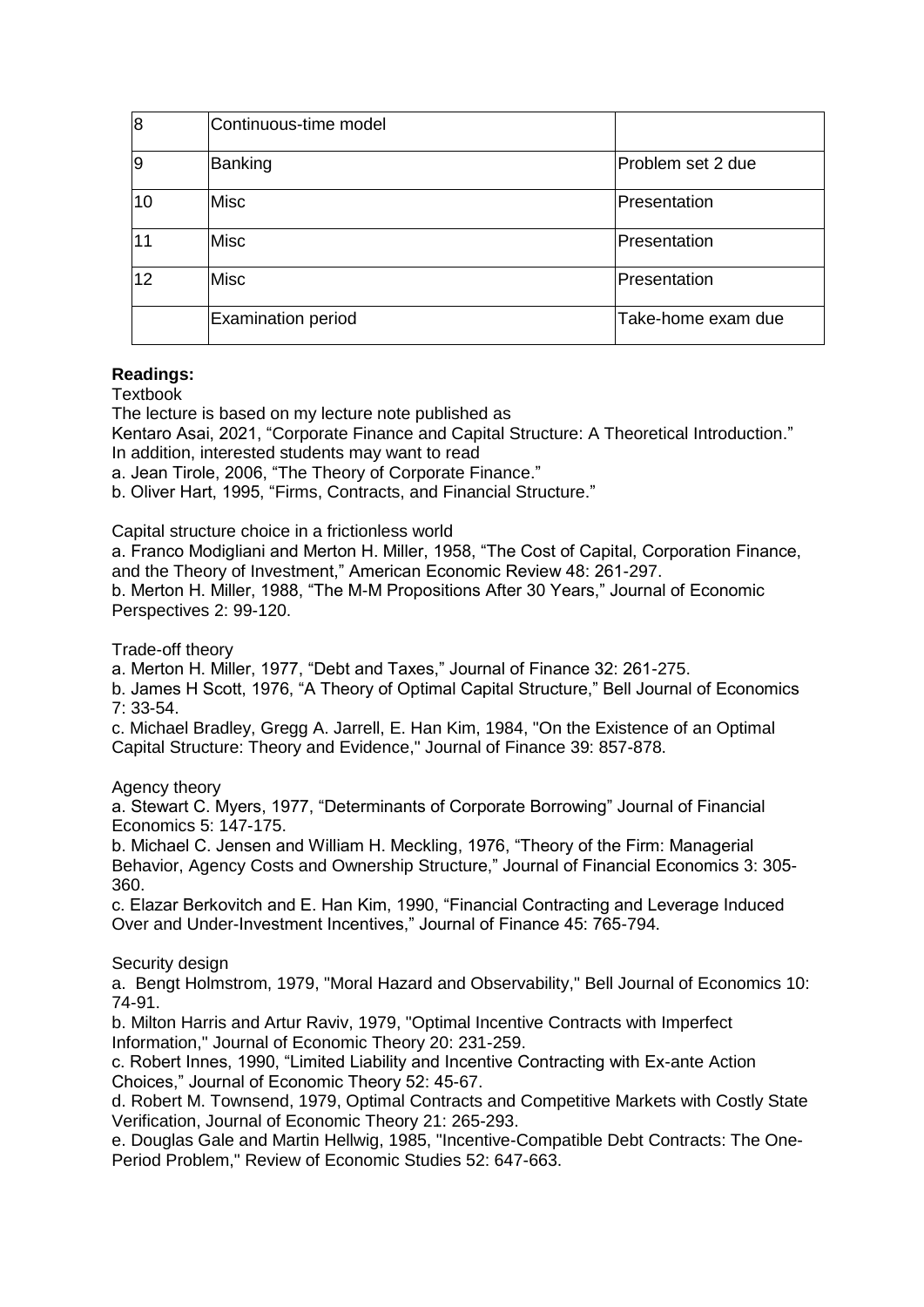| 8 | Continuous-time model | |
|---|---|---|
| 9 | Banking | Problem set 2 due |
| 10 | Misc | Presentation |
| 11 | Misc | Presentation |
| 12 | Misc | Presentation |
| | Examination period | Take-home exam due |

**Readings:**

Textbook

The lecture is based on my lecture note published as

Kentaro Asai, 2021, "Corporate Finance and Capital Structure: A Theoretical Introduction."

In addition, interested students may want to read

a. Jean Tirole, 2006, "The Theory of Corporate Finance."

b. Oliver Hart, 1995, "Firms, Contracts, and Financial Structure."

Capital structure choice in a frictionless world

a. Franco Modigliani and Merton H. Miller, 1958, "The Cost of Capital, Corporation Finance, and the Theory of Investment," American Economic Review 48: 261-297.

b. Merton H. Miller, 1988, "The M-M Propositions After 30 Years," Journal of Economic Perspectives 2: 99-120.

Trade-off theory

a. Merton H. Miller, 1977, "Debt and Taxes," Journal of Finance 32: 261-275.

b. James H Scott, 1976, "A Theory of Optimal Capital Structure," Bell Journal of Economics 7: 33-54.

c. Michael Bradley, Gregg A. Jarrell, E. Han Kim, 1984, "On the Existence of an Optimal Capital Structure: Theory and Evidence," Journal of Finance 39: 857-878.

Agency theory

a. Stewart C. Myers, 1977, "Determinants of Corporate Borrowing" Journal of Financial Economics 5: 147-175.

b. Michael C. Jensen and William H. Meckling, 1976, "Theory of the Firm: Managerial Behavior, Agency Costs and Ownership Structure," Journal of Financial Economics 3: 305-360.

c. Elazar Berkovitch and E. Han Kim, 1990, "Financial Contracting and Leverage Induced Over and Under-Investment Incentives," Journal of Finance 45: 765-794.

Security design

a. Bengt Holmstrom, 1979, "Moral Hazard and Observability," Bell Journal of Economics 10: 74-91.

b. Milton Harris and Artur Raviv, 1979, "Optimal Incentive Contracts with Imperfect Information," Journal of Economic Theory 20: 231-259.

c. Robert Innes, 1990, "Limited Liability and Incentive Contracting with Ex-ante Action Choices," Journal of Economic Theory 52: 45-67.

d. Robert M. Townsend, 1979, Optimal Contracts and Competitive Markets with Costly State Verification, Journal of Economic Theory 21: 265-293.

e. Douglas Gale and Martin Hellwig, 1985, "Incentive-Compatible Debt Contracts: The One-Period Problem," Review of Economic Studies 52: 647-663.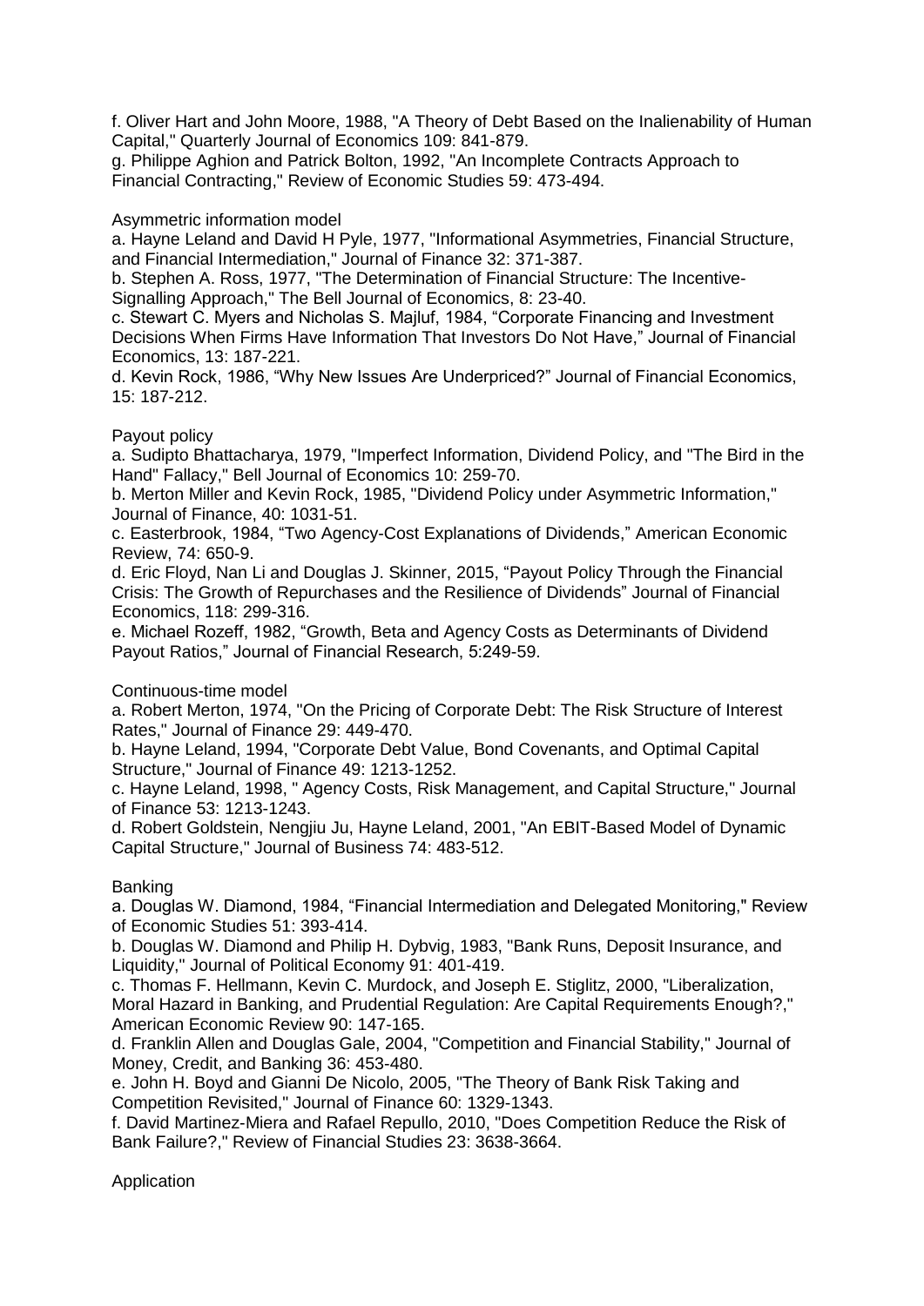f. Oliver Hart and John Moore, 1988, "A Theory of Debt Based on the Inalienability of Human Capital," Quarterly Journal of Economics 109: 841-879.
g. Philippe Aghion and Patrick Bolton, 1992, "An Incomplete Contracts Approach to Financial Contracting," Review of Economic Studies 59: 473-494.

Asymmetric information model

a. Hayne Leland and David H Pyle, 1977, "Informational Asymmetries, Financial Structure, and Financial Intermediation," Journal of Finance 32: 371-387.
b. Stephen A. Ross, 1977, "The Determination of Financial Structure: The Incentive-Signalling Approach," The Bell Journal of Economics, 8: 23-40.
c. Stewart C. Myers and Nicholas S. Majluf, 1984, "Corporate Financing and Investment Decisions When Firms Have Information That Investors Do Not Have," Journal of Financial Economics, 13: 187-221.
d. Kevin Rock, 1986, "Why New Issues Are Underpriced?" Journal of Financial Economics, 15: 187-212.

Payout policy

a. Sudipto Bhattacharya, 1979, "Imperfect Information, Dividend Policy, and "The Bird in the Hand" Fallacy," Bell Journal of Economics 10: 259-70.
b. Merton Miller and Kevin Rock, 1985, "Dividend Policy under Asymmetric Information," Journal of Finance, 40: 1031-51.
c. Easterbrook, 1984, "Two Agency-Cost Explanations of Dividends," American Economic Review, 74: 650-9.
d. Eric Floyd, Nan Li and Douglas J. Skinner, 2015, "Payout Policy Through the Financial Crisis: The Growth of Repurchases and the Resilience of Dividends" Journal of Financial Economics, 118: 299-316.
e. Michael Rozeff, 1982, "Growth, Beta and Agency Costs as Determinants of Dividend Payout Ratios," Journal of Financial Research, 5:249-59.

Continuous-time model

a. Robert Merton, 1974, "On the Pricing of Corporate Debt: The Risk Structure of Interest Rates," Journal of Finance 29: 449-470.
b. Hayne Leland, 1994, "Corporate Debt Value, Bond Covenants, and Optimal Capital Structure," Journal of Finance 49: 1213-1252.
c. Hayne Leland, 1998, " Agency Costs, Risk Management, and Capital Structure," Journal of Finance 53: 1213-1243.
d. Robert Goldstein, Nengjiu Ju, Hayne Leland, 2001, "An EBIT-Based Model of Dynamic Capital Structure," Journal of Business 74: 483-512.

Banking

a. Douglas W. Diamond, 1984, "Financial Intermediation and Delegated Monitoring," Review of Economic Studies 51: 393-414.
b. Douglas W. Diamond and Philip H. Dybvig, 1983, "Bank Runs, Deposit Insurance, and Liquidity," Journal of Political Economy 91: 401-419.
c. Thomas F. Hellmann, Kevin C. Murdock, and Joseph E. Stiglitz, 2000, "Liberalization, Moral Hazard in Banking, and Prudential Regulation: Are Capital Requirements Enough?," American Economic Review 90: 147-165.
d. Franklin Allen and Douglas Gale, 2004, "Competition and Financial Stability," Journal of Money, Credit, and Banking 36: 453-480.
e. John H. Boyd and Gianni De Nicolo, 2005, "The Theory of Bank Risk Taking and Competition Revisited," Journal of Finance 60: 1329-1343.
f. David Martinez-Miera and Rafael Repullo, 2010, "Does Competition Reduce the Risk of Bank Failure?," Review of Financial Studies 23: 3638-3664.

Application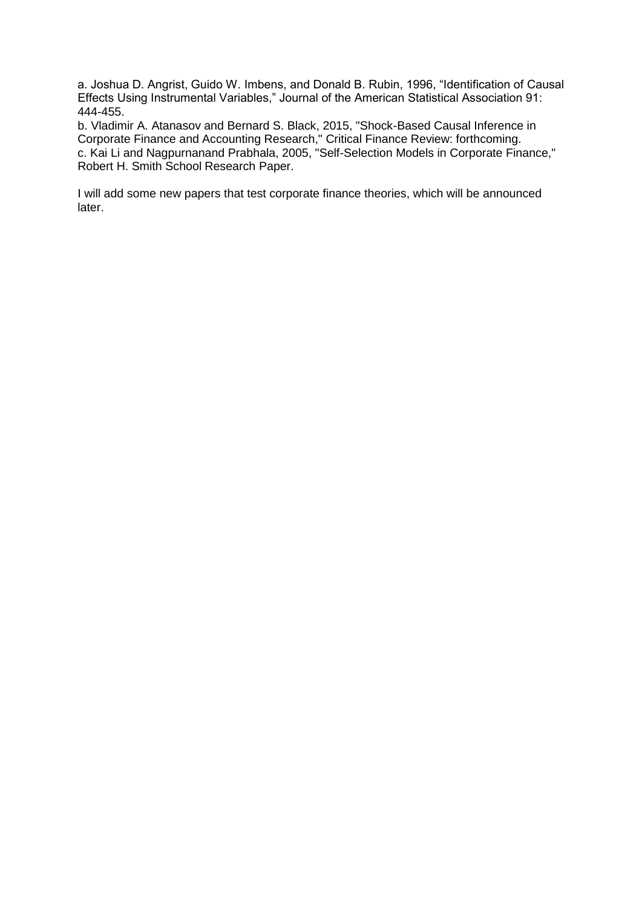a. Joshua D. Angrist, Guido W. Imbens, and Donald B. Rubin, 1996, “Identification of Causal Effects Using Instrumental Variables,” Journal of the American Statistical Association 91: 444-455.
b. Vladimir A. Atanasov and Bernard S. Black, 2015, "Shock-Based Causal Inference in Corporate Finance and Accounting Research," Critical Finance Review: forthcoming.
c. Kai Li and Nagpurnanand Prabhala, 2005, "Self-Selection Models in Corporate Finance," Robert H. Smith School Research Paper.

I will add some new papers that test corporate finance theories, which will be announced later.